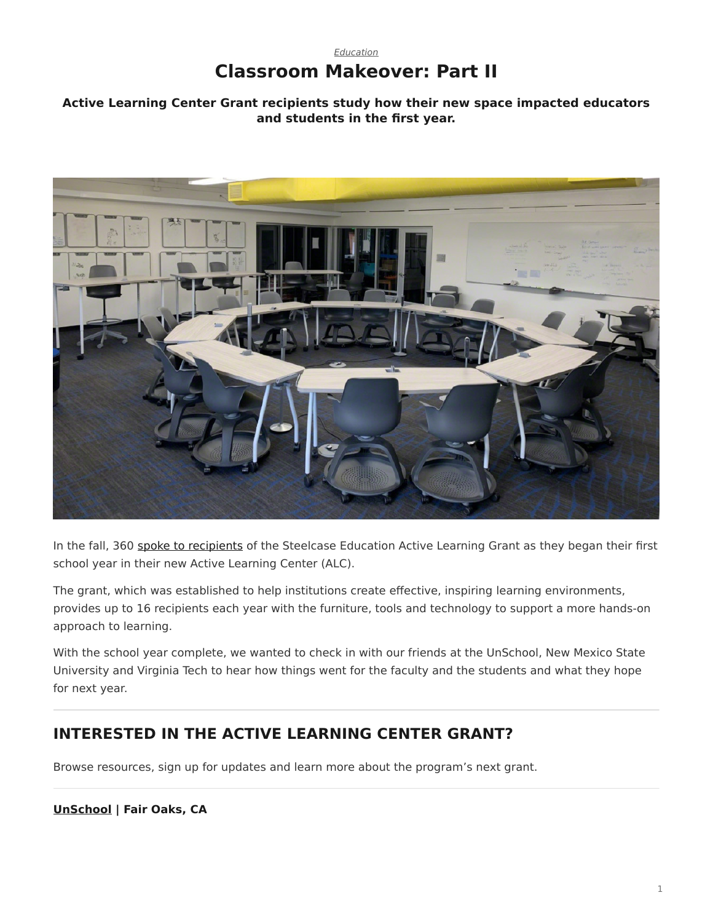*Education*

# Classroom Makeover: Part II

**Active Learning Center Grant recipients study how their new space impacted educators and students in the first year.**

In the fall, 360 spoke to recipients of the Steelcase Education Active Learning Grant as they began their first school year in their new Active Learning Center (ALC).

The grant, which was established to help institutions create effective, inspiring learning environments, provides up to 16 recipients each year with the furniture, tools and technology to support a more hands-on approach to learning.

With the school year complete, we wanted to check in with our friends at the UnSchool, New Mexico State University and Virginia Tech to hear how things went for the faculty and the students and what they hope for next year.

---

## INTERESTED IN THE ACTIVE LEARNING CENTER GRANT?

Browse resources, sign up for updates and learn more about the program's next grant.

---

**UnSchool | Fair Oaks, CA**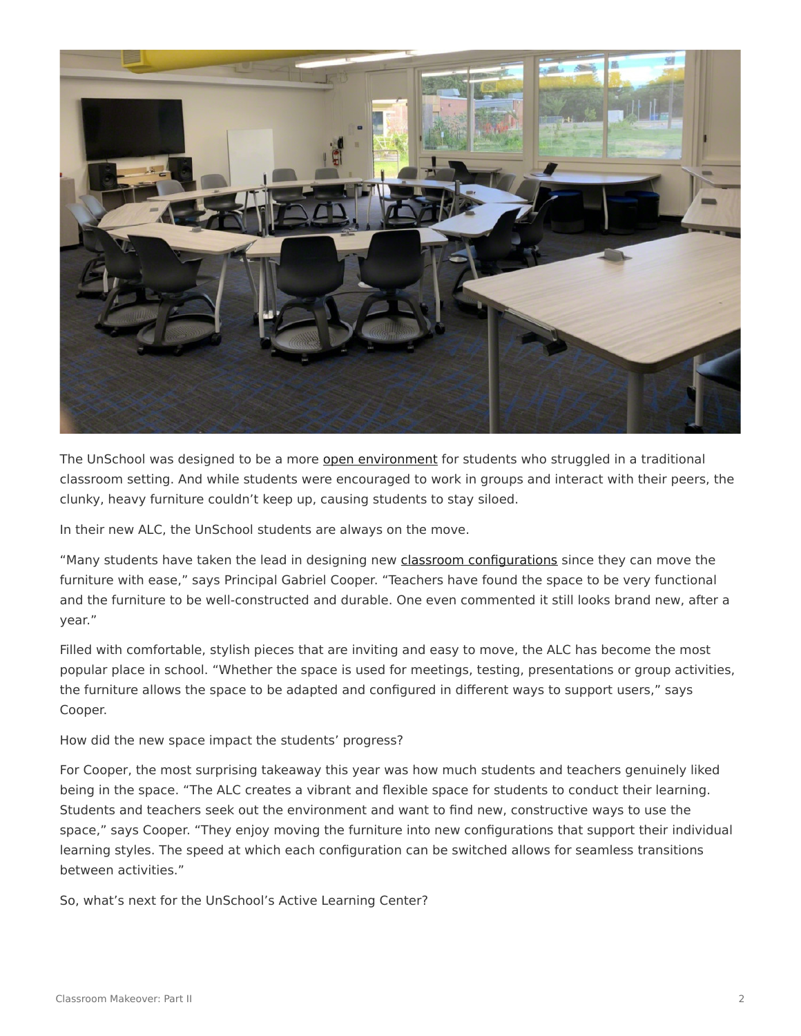The UnSchool was designed to be a more open environment for students who struggled in a traditional classroom setting. And while students were encouraged to work in groups and interact with their peers, the clunky, heavy furniture couldn't keep up, causing students to stay siloed.

In their new ALC, the UnSchool students are always on the move.

"Many students have taken the lead in designing new classroom configurations since they can move the furniture with ease," says Principal Gabriel Cooper. "Teachers have found the space to be very functional and the furniture to be well-constructed and durable. One even commented it still looks brand new, after a year."

Filled with comfortable, stylish pieces that are inviting and easy to move, the ALC has become the most popular place in school. "Whether the space is used for meetings, testing, presentations or group activities, the furniture allows the space to be adapted and configured in different ways to support users," says Cooper.

How did the new space impact the students' progress?

For Cooper, the most surprising takeaway this year was how much students and teachers genuinely liked being in the space. "The ALC creates a vibrant and flexible space for students to conduct their learning. Students and teachers seek out the environment and want to find new, constructive ways to use the space," says Cooper. "They enjoy moving the furniture into new configurations that support their individual learning styles. The speed at which each configuration can be switched allows for seamless transitions between activities."

So, what's next for the UnSchool's Active Learning Center?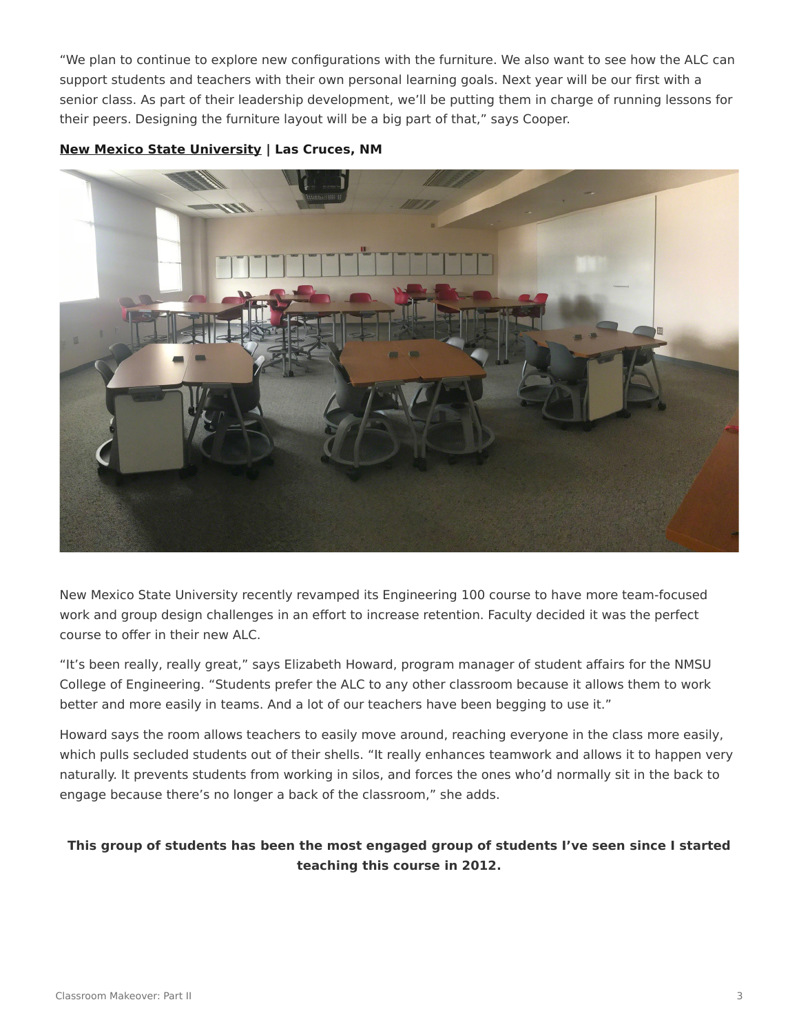“We plan to continue to explore new configurations with the furniture. We also want to see how the ALC can support students and teachers with their own personal learning goals. Next year will be our first with a senior class. As part of their leadership development, we’ll be putting them in charge of running lessons for their peers. Designing the furniture layout will be a big part of that,” says Cooper.

**New Mexico State University | Las Cruces, NM**

New Mexico State University recently revamped its Engineering 100 course to have more team-focused work and group design challenges in an effort to increase retention. Faculty decided it was the perfect course to offer in their new ALC.

“It’s been really, really great,” says Elizabeth Howard, program manager of student affairs for the NMSU College of Engineering. “Students prefer the ALC to any other classroom because it allows them to work better and more easily in teams. And a lot of our teachers have been begging to use it.”

Howard says the room allows teachers to easily move around, reaching everyone in the class more easily, which pulls secluded students out of their shells. “It really enhances teamwork and allows it to happen very naturally. It prevents students from working in silos, and forces the ones who’d normally sit in the back to engage because there’s no longer a back of the classroom,” she adds.

**This group of students has been the most engaged group of students I’ve seen since I started teaching this course in 2012.**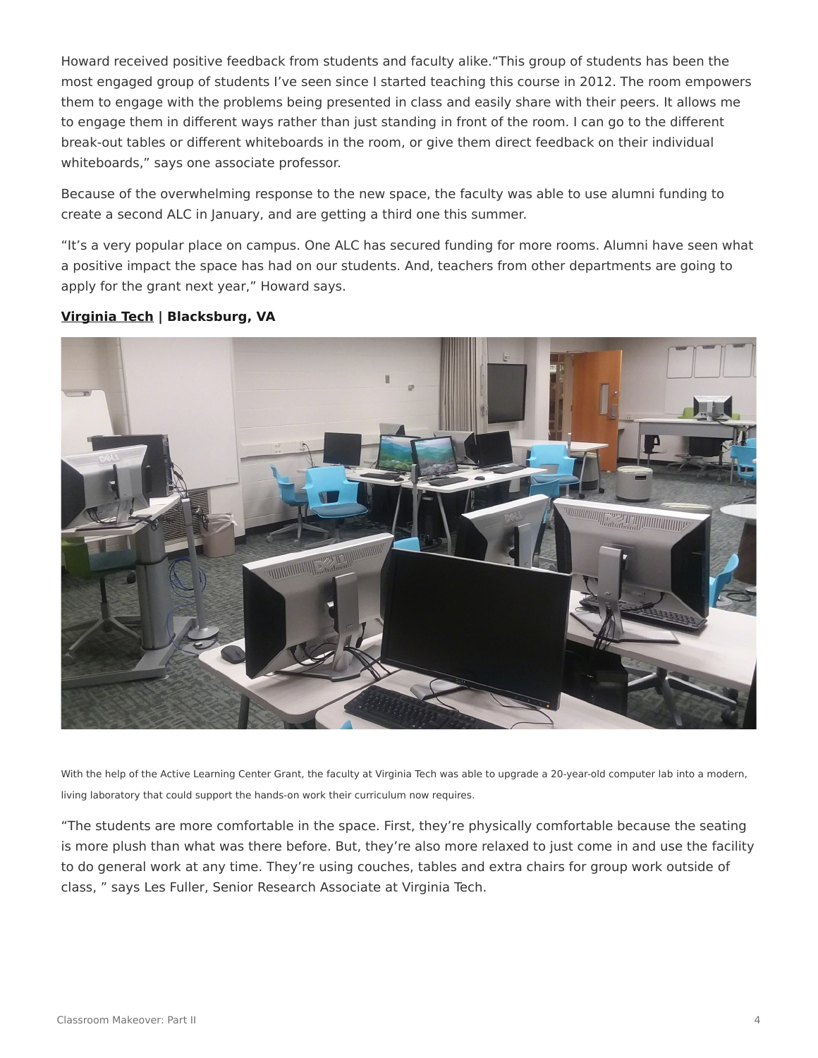Howard received positive feedback from students and faculty alike.“This group of students has been the most engaged group of students I’ve seen since I started teaching this course in 2012. The room empowers them to engage with the problems being presented in class and easily share with their peers. It allows me to engage them in different ways rather than just standing in front of the room. I can go to the different break-out tables or different whiteboards in the room, or give them direct feedback on their individual whiteboards,” says one associate professor.

Because of the overwhelming response to the new space, the faculty was able to use alumni funding to create a second ALC in January, and are getting a third one this summer.

“It’s a very popular place on campus. One ALC has secured funding for more rooms. Alumni have seen what a positive impact the space has had on our students. And, teachers from other departments are going to apply for the grant next year,” Howard says.

**Virginia Tech | Blacksburg, VA**

With the help of the Active Learning Center Grant, the faculty at Virginia Tech was able to upgrade a 20-year-old computer lab into a modern, living laboratory that could support the hands-on work their curriculum now requires.

“The students are more comfortable in the space. First, they’re physically comfortable because the seating is more plush than what was there before. But, they’re also more relaxed to just come in and use the facility to do general work at any time. They’re using couches, tables and extra chairs for group work outside of class, ” says Les Fuller, Senior Research Associate at Virginia Tech.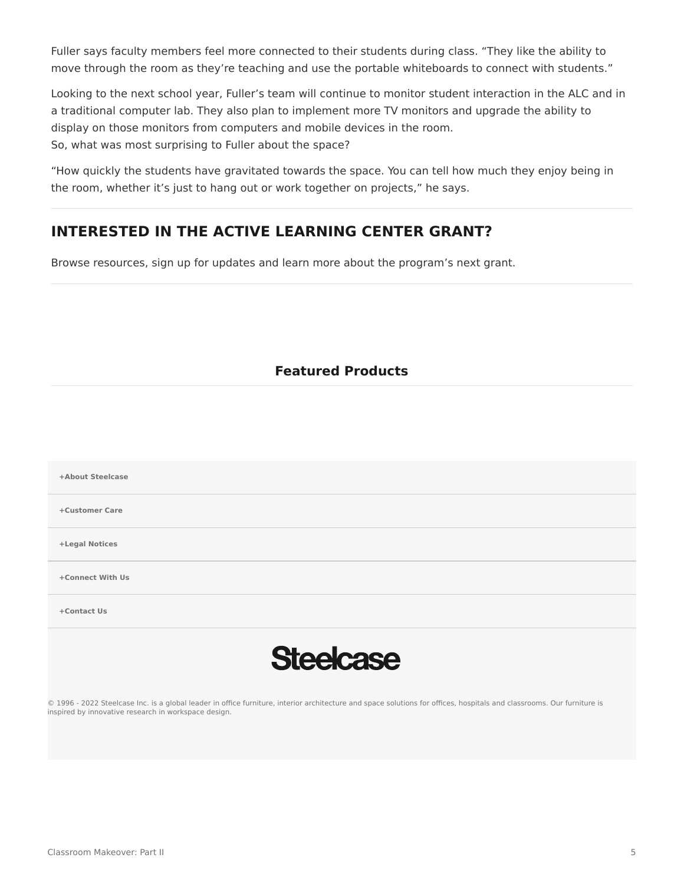Fuller says faculty members feel more connected to their students during class. “They like the ability to move through the room as they’re teaching and use the portable whiteboards to connect with students.”

Looking to the next school year, Fuller’s team will continue to monitor student interaction in the ALC and in a traditional computer lab. They also plan to implement more TV monitors and upgrade the ability to display on those monitors from computers and mobile devices in the room.
So, what was most surprising to Fuller about the space?

“How quickly the students have gravitated towards the space. You can tell how much they enjoy being in the room, whether it’s just to hang out or work together on projects,” he says.

## INTERESTED IN THE ACTIVE LEARNING CENTER GRANT?

Browse resources, sign up for updates and learn more about the program’s next grant.

### Featured Products

+About Steelcase

+Customer Care

+Legal Notices

+Connect With Us

+Contact Us

Steelcase

© 1996 - 2022 Steelcase Inc. is a global leader in office furniture, interior architecture and space solutions for offices, hospitals and classrooms. Our furniture is inspired by innovative research in workspace design.